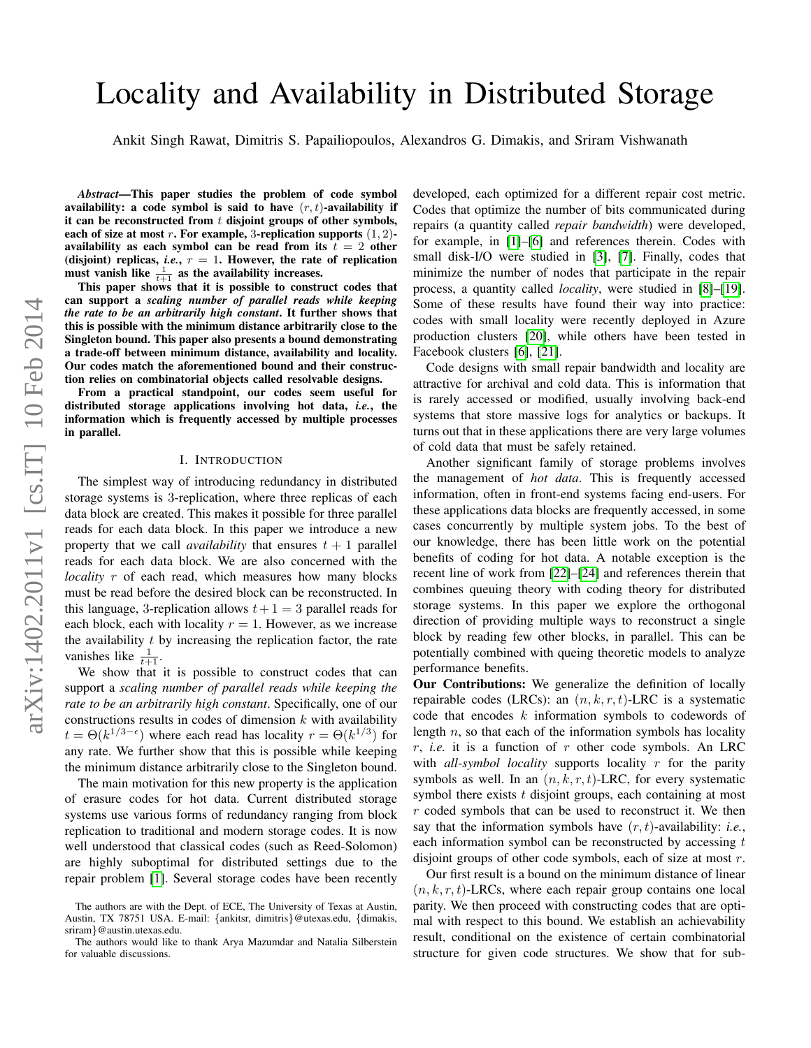# Locality and Availability in Distributed Storage

Ankit Singh Rawat, Dimitris S. Papailiopoulos, Alexandros G. Dimakis, and Sriram Vishwanath

***Abstract*—This paper studies the problem of code symbol availability: a code symbol is said to have $(r, t)$-availability if it can be reconstructed from $t$ disjoint groups of other symbols, each of size at most $r$. For example, 3-replication supports $(1, 2)$-availability as each symbol can be read from its $t = 2$ other (disjoint) replicas, *i.e.*, $r = 1$. However, the rate of replication must vanish like $\frac{1}{t+1}$ as the availability increases.**

**This paper shows that it is possible to construct codes that can support a *scaling number of parallel reads while keeping the rate to be an arbitrarily high constant*. It further shows that this is possible with the minimum distance arbitrarily close to the Singleton bound. This paper also presents a bound demonstrating a trade-off between minimum distance, availability and locality. Our codes match the aforementioned bound and their construction relies on combinatorial objects called resolvable designs.**

**From a practical standpoint, our codes seem useful for distributed storage applications involving hot data, *i.e.*, the information which is frequently accessed by multiple processes in parallel.**

## I. Introduction

The simplest way of introducing redundancy in distributed storage systems is 3-replication, where three replicas of each data block are created. This makes it possible for three parallel reads for each data block. In this paper we introduce a new property that we call *availability* that ensures $t + 1$ parallel reads for each data block. We are also concerned with the *locality* $r$ of each read, which measures how many blocks must be read before the desired block can be reconstructed. In this language, 3-replication allows $t+1 = 3$ parallel reads for each block, each with locality $r = 1$. However, as we increase the availability $t$ by increasing the replication factor, the rate vanishes like $\frac{1}{t+1}$.

We show that it is possible to construct codes that can support a *scaling number of parallel reads while keeping the rate to be an arbitrarily high constant*. Specifically, one of our constructions results in codes of dimension $k$ with availability $t = \Theta(k^{1/3-\epsilon})$ where each read has locality $r = \Theta(k^{1/3})$ for any rate. We further show that this is possible while keeping the minimum distance arbitrarily close to the Singleton bound.

The main motivation for this new property is the application of erasure codes for hot data. Current distributed storage systems use various forms of redundancy ranging from block replication to traditional and modern storage codes. It is now well understood that classical codes (such as Reed-Solomon) are highly suboptimal for distributed settings due to the repair problem [1]. Several storage codes have been recently developed, each optimized for a different repair cost metric. Codes that optimize the number of bits communicated during repairs (a quantity called *repair bandwidth*) were developed, for example, in [1]–[6] and references therein. Codes with small disk-I/O were studied in [3], [7]. Finally, codes that minimize the number of nodes that participate in the repair process, a quantity called *locality*, were studied in [8]–[19]. Some of these results have found their way into practice: codes with small locality were recently deployed in Azure production clusters [20], while others have been tested in Facebook clusters [6], [21].

Code designs with small repair bandwidth and locality are attractive for archival and cold data. This is information that is rarely accessed or modified, usually involving back-end systems that store massive logs for analytics or backups. It turns out that in these applications there are very large volumes of cold data that must be safely retained.

Another significant family of storage problems involves the management of *hot data*. This is frequently accessed information, often in front-end systems facing end-users. For these applications data blocks are frequently accessed, in some cases concurrently by multiple system jobs. To the best of our knowledge, there has been little work on the potential benefits of coding for hot data. A notable exception is the recent line of work from [22]–[24] and references therein that combines queuing theory with coding theory for distributed storage systems. In this paper we explore the orthogonal direction of providing multiple ways to reconstruct a single block by reading few other blocks, in parallel. This can be potentially combined with queing theoretic models to analyze performance benefits.

**Our Contributions:** We generalize the definition of locally repairable codes (LRCs): an $(n, k, r, t)$-LRC is a systematic code that encodes $k$ information symbols to codewords of length $n$, so that each of the information symbols has locality $r$, *i.e.* it is a function of $r$ other code symbols. An LRC with *all-symbol locality* supports locality $r$ for the parity symbols as well. In an $(n, k, r, t)$-LRC, for every systematic symbol there exists $t$ disjoint groups, each containing at most $r$ coded symbols that can be used to reconstruct it. We then say that the information symbols have $(r, t)$-availability: *i.e.*, each information symbol can be reconstructed by accessing $t$ disjoint groups of other code symbols, each of size at most $r$.

Our first result is a bound on the minimum distance of linear $(n, k, r, t)$-LRCs, where each repair group contains one local parity. We then proceed with constructing codes that are optimal with respect to this bound. We establish an achievability result, conditional on the existence of certain combinatorial structure for given code structures. We show that for sub-

The authors are with the Dept. of ECE, The University of Texas at Austin, Austin, TX 78751 USA. E-mail: {ankitsr, dimitris}@utexas.edu, {dimakis, sriram}@austin.utexas.edu.

The authors would like to thank Arya Mazumdar and Natalia Silberstein for valuable discussions.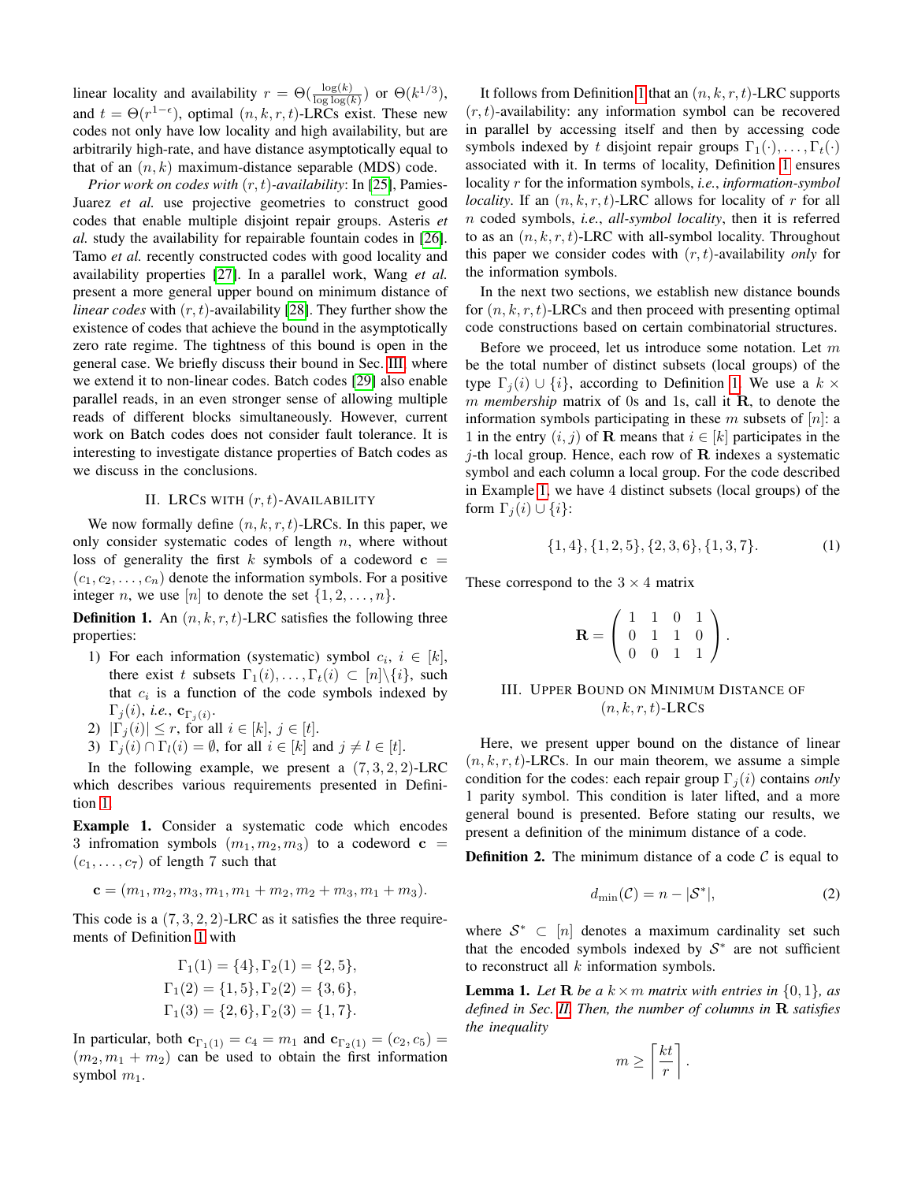linear locality and availability $r = \Theta(\frac{\log(k)}{\log\log(k)})$ or $\Theta(k^{1/3})$, and $t = \Theta(r^{1-\epsilon})$, optimal $(n, k, r, t)$-LRCs exist. These new codes not only have low locality and high availability, but are arbitrarily high-rate, and have distance asymptotically equal to that of an $(n, k)$ maximum-distance separable (MDS) code.

*Prior work on codes with* $(r, t)$*-availability*: In [25], Pamies-Juarez *et al.* use projective geometries to construct good codes that enable multiple disjoint repair groups. Asteris *et al.* study the availability for repairable fountain codes in [26]. Tamo *et al.* recently constructed codes with good locality and availability properties [27]. In a parallel work, Wang *et al.* present a more general upper bound on minimum distance of *linear codes* with $(r, t)$-availability [28]. They further show the existence of codes that achieve the bound in the asymptotically zero rate regime. The tightness of this bound is open in the general case. We briefly discuss their bound in Sec. III, where we extend it to non-linear codes. Batch codes [29] also enable parallel reads, in an even stronger sense of allowing multiple reads of different blocks simultaneously. However, current work on Batch codes does not consider fault tolerance. It is interesting to investigate distance properties of Batch codes as we discuss in the conclusions.

## II. LRCs with $(r, t)$-Availability

We now formally define $(n, k, r, t)$-LRCs. In this paper, we only consider systematic codes of length $n$, where without loss of generality the first $k$ symbols of a codeword $\mathbf{c} = (c_1, c_2, \ldots, c_n)$ denote the information symbols. For a positive integer $n$, we use $[n]$ to denote the set $\{1, 2, \ldots, n\}$.

**Definition 1.** An $(n, k, r, t)$-LRC satisfies the following three properties:

1) For each information (systematic) symbol $c_i$, $i \in [k]$, there exist $t$ subsets $\Gamma_1(i), \ldots, \Gamma_t(i) \subset [n] \backslash \{i\}$, such that $c_i$ is a function of the code symbols indexed by $\Gamma_j(i)$, *i.e.*, $\mathbf{c}_{\Gamma_j(i)}$.
2) $|\Gamma_j(i)| \leq r$, for all $i \in [k]$, $j \in [t]$.
3) $\Gamma_j(i) \cap \Gamma_l(i) = \emptyset$, for all $i \in [k]$ and $j \neq l \in [t]$.

In the following example, we present a $(7, 3, 2, 2)$-LRC which describes various requirements presented in Definition 1.

**Example 1.** Consider a systematic code which encodes 3 infromation symbols $(m_1, m_2, m_3)$ to a codeword $\mathbf{c} = (c_1, \ldots, c_7)$ of length 7 such that

$$\mathbf{c} = (m_1, m_2, m_3, m_1, m_1 + m_2, m_2 + m_3, m_1 + m_3).$$

This code is a $(7, 3, 2, 2)$-LRC as it satisfies the three requirements of Definition 1 with

$$\Gamma_1(1) = \{4\}, \Gamma_2(1) = \{2, 5\},$$
$$\Gamma_1(2) = \{1, 5\}, \Gamma_2(2) = \{3, 6\},$$
$$\Gamma_1(3) = \{2, 6\}, \Gamma_2(3) = \{1, 7\}.$$

In particular, both $\mathbf{c}_{\Gamma_1(1)} = c_4 = m_1$ and $\mathbf{c}_{\Gamma_2(1)} = (c_2, c_5) = (m_2, m_1 + m_2)$ can be used to obtain the first information symbol $m_1$.

It follows from Definition 1 that an $(n, k, r, t)$-LRC supports $(r, t)$-availability: any information symbol can be recovered in parallel by accessing itself and then by accessing code symbols indexed by $t$ disjoint repair groups $\Gamma_1(\cdot), \ldots, \Gamma_t(\cdot)$ associated with it. In terms of locality, Definition 1 ensures locality $r$ for the information symbols, *i.e.*, *information-symbol locality*. If an $(n, k, r, t)$-LRC allows for locality of $r$ for all $n$ coded symbols, *i.e.*, *all-symbol locality*, then it is referred to as an $(n, k, r, t)$-LRC with all-symbol locality. Throughout this paper we consider codes with $(r, t)$-availability *only* for the information symbols.

In the next two sections, we establish new distance bounds for $(n, k, r, t)$-LRCs and then proceed with presenting optimal code constructions based on certain combinatorial structures.

Before we proceed, let us introduce some notation. Let $m$ be the total number of distinct subsets (local groups) of the type $\Gamma_j(i) \cup \{i\}$, according to Definition 1. We use a $k \times m$ *membership* matrix of 0s and 1s, call it $\mathbf{R}$, to denote the information symbols participating in these $m$ subsets of $[n]$: a 1 in the entry $(i, j)$ of $\mathbf{R}$ means that $i \in [k]$ participates in the $j$-th local group. Hence, each row of $\mathbf{R}$ indexes a systematic symbol and each column a local group. For the code described in Example 1, we have 4 distinct subsets (local groups) of the form $\Gamma_j(i) \cup \{i\}$:

$$\{1, 4\}, \{1, 2, 5\}, \{2, 3, 6\}, \{1, 3, 7\}. \tag{1}$$

These correspond to the $3 \times 4$ matrix

$$\mathbf{R} = \begin{pmatrix} 1 & 1 & 0 & 1 \\ 0 & 1 & 1 & 0 \\ 0 & 0 & 1 & 1 \end{pmatrix}.$$

## III. Upper Bound on Minimum Distance of $(n, k, r, t)$-LRCs

Here, we present upper bound on the distance of linear $(n, k, r, t)$-LRCs. In our main theorem, we assume a simple condition for the codes: each repair group $\Gamma_j(i)$ contains *only* 1 parity symbol. This condition is later lifted, and a more general bound is presented. Before stating our results, we present a definition of the minimum distance of a code.

**Definition 2.** The minimum distance of a code $\mathcal{C}$ is equal to

$$d_{\min}(\mathcal{C}) = n - |\mathcal{S}^*|, \tag{2}$$

where $\mathcal{S}^* \subset [n]$ denotes a maximum cardinality set such that the encoded symbols indexed by $\mathcal{S}^*$ are not sufficient to reconstruct all $k$ information symbols.

**Lemma 1.** *Let* $\mathbf{R}$ *be a* $k \times m$ *matrix with entries in* $\{0, 1\}$*, as defined in Sec. II. Then, the number of columns in* $\mathbf{R}$ *satisfies the inequality*

$$m \geq \left\lceil \frac{kt}{r} \right\rceil.$$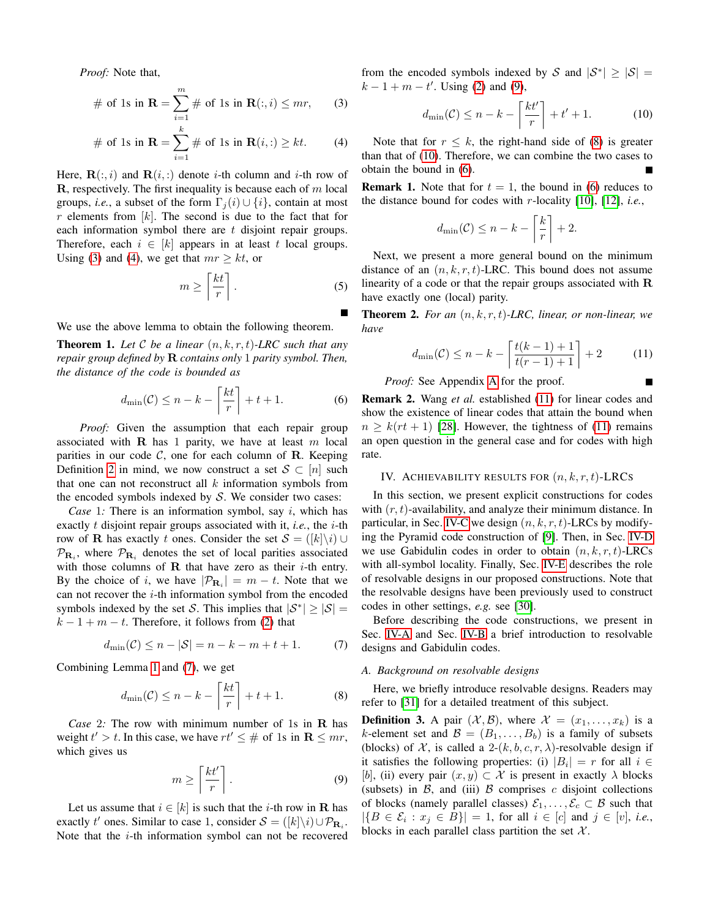*Proof:* Note that,

$$\# \text{ of 1s in } \mathbf{R} = \sum_{i=1}^{m} \# \text{ of 1s in } \mathbf{R}(:,i) \leq mr, \tag{3}$$

$$\# \text{ of 1s in } \mathbf{R} = \sum_{i=1}^{k} \# \text{ of 1s in } \mathbf{R}(i,:) \geq kt. \tag{4}$$

Here, $\mathbf{R}(:,i)$ and $\mathbf{R}(i,:)$ denote $i$-th column and $i$-th row of $\mathbf{R}$, respectively. The first inequality is because each of $m$ local groups, *i.e.*, a subset of the form $\Gamma_j(i) \cup \{i\}$, contain at most $r$ elements from $[k]$. The second is due to the fact that for each information symbol there are $t$ disjoint repair groups. Therefore, each $i \in [k]$ appears in at least $t$ local groups. Using (3) and (4), we get that $mr \geq kt$, or

$$m \geq \left\lceil \frac{kt}{r} \right\rceil. \tag{5}$$

■

We use the above lemma to obtain the following theorem.

**Theorem 1.** *Let $\mathcal{C}$ be a linear $(n,k,r,t)$-LRC such that any repair group defined by $\mathbf{R}$ contains only 1 parity symbol. Then, the distance of the code is bounded as*

$$d_{\min}(\mathcal{C}) \leq n - k - \left\lceil \frac{kt}{r} \right\rceil + t + 1. \tag{6}$$

*Proof:* Given the assumption that each repair group associated with $\mathbf{R}$ has 1 parity, we have at least $m$ local parities in our code $\mathcal{C}$, one for each column of $\mathbf{R}$. Keeping Definition 2 in mind, we now construct a set $\mathcal{S} \subset [n]$ such that one can not reconstruct all $k$ information symbols from the encoded symbols indexed by $\mathcal{S}$. We consider two cases:

*Case 1:* There is an information symbol, say $i$, which has exactly $t$ disjoint repair groups associated with it, *i.e.*, the $i$-th row of $\mathbf{R}$ has exactly $t$ ones. Consider the set $\mathcal{S} = ([k]\backslash i) \cup \mathcal{P}_{\mathbf{R}_i}$, where $\mathcal{P}_{\mathbf{R}_i}$ denotes the set of local parities associated with those columns of $\mathbf{R}$ that have zero as their $i$-th entry. By the choice of $i$, we have $|\mathcal{P}_{\mathbf{R}_i}| = m - t$. Note that we can not recover the $i$-th information symbol from the encoded symbols indexed by the set $\mathcal{S}$. This implies that $|\mathcal{S}^*| \geq |\mathcal{S}| = k - 1 + m - t$. Therefore, it follows from (2) that

$$d_{\min}(\mathcal{C}) \leq n - |\mathcal{S}| = n - k - m + t + 1. \tag{7}$$

Combining Lemma 1 and (7), we get

$$d_{\min}(\mathcal{C}) \leq n - k - \left\lceil \frac{kt}{r} \right\rceil + t + 1. \tag{8}$$

*Case 2:* The row with minimum number of 1s in $\mathbf{R}$ has weight $t' > t$. In this case, we have $rt' \leq \#$ of 1s in $\mathbf{R} \leq mr$, which gives us

$$m \geq \left\lceil \frac{kt'}{r} \right\rceil. \tag{9}$$

Let us assume that $i \in [k]$ is such that the $i$-th row in $\mathbf{R}$ has exactly $t'$ ones. Similar to case 1, consider $\mathcal{S} = ([k]\backslash i) \cup \mathcal{P}_{\mathbf{R}_i}$. Note that the $i$-th information symbol can not be recovered from the encoded symbols indexed by $\mathcal{S}$ and $|\mathcal{S}^*| \geq |\mathcal{S}| = k - 1 + m - t'$. Using (2) and (9),

$$d_{\min}(\mathcal{C}) \leq n - k - \left\lceil \frac{kt'}{r} \right\rceil + t' + 1. \tag{10}$$

Note that for $r \leq k$, the right-hand side of (8) is greater than that of (10). Therefore, we can combine the two cases to obtain the bound in (6). ■

**Remark 1.** Note that for $t = 1$, the bound in (6) reduces to the distance bound for codes with $r$-locality [10], [12], *i.e.*,

$$d_{\min}(\mathcal{C}) \leq n - k - \left\lceil \frac{k}{r} \right\rceil + 2.$$

Next, we present a more general bound on the minimum distance of an $(n,k,r,t)$-LRC. This bound does not assume linearity of a code or that the repair groups associated with $\mathbf{R}$ have exactly one (local) parity.

**Theorem 2.** *For an $(n,k,r,t)$-LRC, linear, or non-linear, we have*

$$d_{\min}(\mathcal{C}) \leq n - k - \left\lceil \frac{t(k-1)+1}{t(r-1)+1} \right\rceil + 2 \tag{11}$$

*Proof:* See Appendix A for the proof. ■

**Remark 2.** Wang *et al.* established (11) for linear codes and show the existence of linear codes that attain the bound when $n \geq k(rt+1)$ [28]. However, the tightness of (11) remains an open question in the general case and for codes with high rate.

## IV. Achievability results for $(n,k,r,t)$-LRCs

In this section, we present explicit constructions for codes with $(r,t)$-availability, and analyze their minimum distance. In particular, in Sec. IV-C we design $(n,k,r,t)$-LRCs by modifying the Pyramid code construction of [9]. Then, in Sec. IV-D we use Gabidulin codes in order to obtain $(n,k,r,t)$-LRCs with all-symbol locality. Finally, Sec. IV-E describes the role of resolvable designs in our proposed constructions. Note that the resolvable designs have been previously used to construct codes in other settings, *e.g.* see [30].

Before describing the code constructions, we present in Sec. IV-A and Sec. IV-B a brief introduction to resolvable designs and Gabidulin codes.

### A. Background on resolvable designs

Here, we briefly introduce resolvable designs. Readers may refer to [31] for a detailed treatment of this subject.

**Definition 3.** A pair $(\mathcal{X}, \mathcal{B})$, where $\mathcal{X} = (x_1, \ldots, x_k)$ is a $k$-element set and $\mathcal{B} = (B_1, \ldots, B_b)$ is a family of subsets (blocks) of $\mathcal{X}$, is called a 2-$(k,b,c,r,\lambda)$-resolvable design if it satisfies the following properties: (i) $|B_i| = r$ for all $i \in [b]$, (ii) every pair $(x,y) \subset \mathcal{X}$ is present in exactly $\lambda$ blocks (subsets) in $\mathcal{B}$, and (iii) $\mathcal{B}$ comprises $c$ disjoint collections of blocks (namely parallel classes) $\mathcal{E}_1, \ldots, \mathcal{E}_c \subset \mathcal{B}$ such that $|\{B \in \mathcal{E}_i : x_j \in B\}| = 1$, for all $i \in [c]$ and $j \in [v]$, *i.e.*, blocks in each parallel class partition the set $\mathcal{X}$.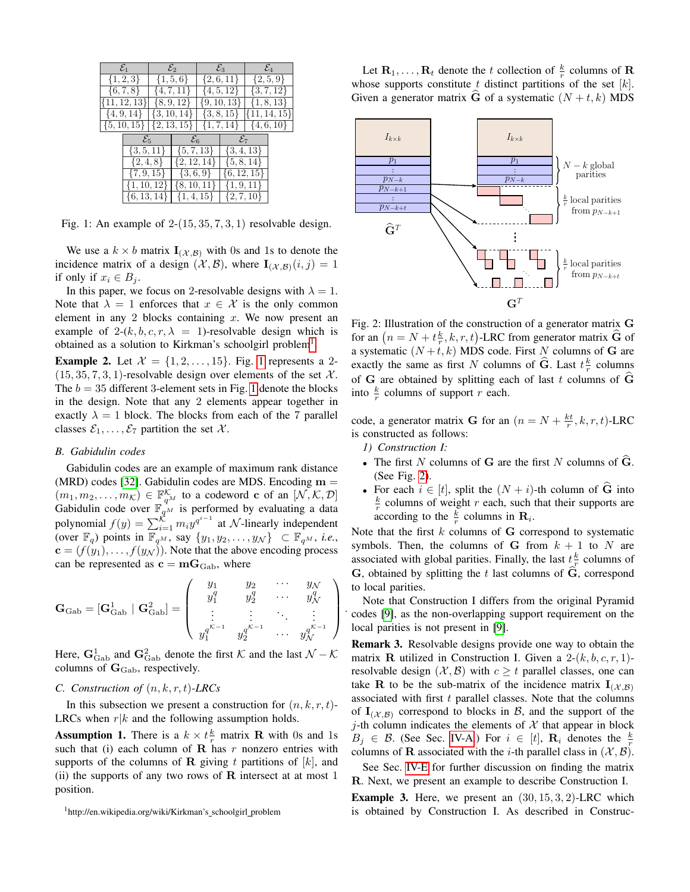| $\mathcal{E}_1$ | $\mathcal{E}_2$ | $\mathcal{E}_3$ | $\mathcal{E}_4$ |
|---|---|---|---|
| {1, 2, 3} | {1, 5, 6} | {2, 6, 11} | {2, 5, 9} |
| {6, 7, 8} | {4, 7, 11} | {4, 5, 12} | {3, 7, 12} |
| {11, 12, 13} | {8, 9, 12} | {9, 10, 13} | {1, 8, 13} |
| {4, 9, 14} | {3, 10, 14} | {3, 8, 15} | {11, 14, 15} |
| {5, 10, 15} | {2, 13, 15} | {1, 7, 14} | {4, 6, 10} |

| $\mathcal{E}_5$ | $\mathcal{E}_6$ | $\mathcal{E}_7$ |
|---|---|---|
| {3, 5, 11} | {5, 7, 13} | {3, 4, 13} |
| {2, 4, 8} | {2, 12, 14} | {5, 8, 14} |
| {7, 9, 15} | {3, 6, 9} | {6, 12, 15} |
| {1, 10, 12} | {8, 10, 11} | {1, 9, 11} |
| {6, 13, 14} | {1, 4, 15} | {2, 7, 10} |

Fig. 1: An example of 2-(15, 35, 7, 3, 1) resolvable design.

We use a $k \times b$ matrix $\mathbf{I}_{(\mathcal{X},\mathcal{B})}$ with 0s and 1s to denote the incidence matrix of a design $(\mathcal{X}, \mathcal{B})$, where $\mathbf{I}_{(\mathcal{X},\mathcal{B})}(i, j) = 1$ if only if $x_i \in B_j$.

In this paper, we focus on 2-resolvable designs with $\lambda = 1$. Note that $\lambda = 1$ enforces that $x \in \mathcal{X}$ is the only common element in any 2 blocks containing $x$. We now present an example of 2-$(k, b, c, r, \lambda = 1)$-resolvable design which is obtained as a solution to Kirkman's schoolgirl problem[1].

**Example 2.** Let $\mathcal{X} = \{1, 2, \ldots, 15\}$. Fig. 1 represents a 2-(15, 35, 7, 3, 1)-resolvable design over elements of the set $\mathcal{X}$. The $b = 35$ different 3-element sets in Fig. 1 denote the blocks in the design. Note that any 2 elements appear together in exactly $\lambda = 1$ block. The blocks from each of the 7 parallel classes $\mathcal{E}_1, \ldots, \mathcal{E}_7$ partition the set $\mathcal{X}$.

### B. Gabidulin codes

Gabidulin codes are an example of maximum rank distance (MRD) codes [32]. Gabidulin codes are MDS. Encoding $\mathbf{m} = (m_1, m_2, \ldots, m_{\mathcal{K}}) \in \mathbb{F}_{q^M}^{\mathcal{K}}$ to a codeword $\mathbf{c}$ of an $[\mathcal{N}, \mathcal{K}, \mathcal{D}]$ Gabidulin code over $\mathbb{F}_{q^M}$ is performed by evaluating a data polynomial $f(y) = \sum_{i=1}^{\mathcal{K}} m_i y^{q^{i-1}}$ at $\mathcal{N}$-linearly independent (over $\mathbb{F}_q$) points in $\mathbb{F}_{q^M}$, say $\{y_1, y_2, \ldots, y_{\mathcal{N}}\} \subset \mathbb{F}_{q^M}$, *i.e.*, $\mathbf{c} = (f(y_1), \ldots, f(y_{\mathcal{N}}))$. Note that the above encoding process can be represented as $\mathbf{c} = \mathbf{m}\mathbf{G}_{\rm Gab}$, where

$$\mathbf{G}_{\rm Gab} = [\mathbf{G}^1_{\rm Gab} \mid \mathbf{G}^2_{\rm Gab}] = \begin{pmatrix} y_1 & y_2 & \cdots & y_{\mathcal{N}} \\ y_1^q & y_2^q & \cdots & y_{\mathcal{N}}^q \\ \vdots & \vdots & \ddots & \vdots \\ y_1^{q^{\mathcal{K}-1}} & y_2^{q^{\mathcal{K}-1}} & \cdots & y_{\mathcal{N}}^{q^{\mathcal{K}-1}} \end{pmatrix}.$$

Here, $\mathbf{G}^1_{\rm Gab}$ and $\mathbf{G}^2_{\rm Gab}$ denote the first $\mathcal{K}$ and the last $\mathcal{N} - \mathcal{K}$ columns of $\mathbf{G}_{\rm Gab}$, respectively.

### C. Construction of $(n, k, r, t)$-LRCs

In this subsection we present a construction for $(n, k, r, t)$-LRCs when $r|k$ and the following assumption holds.

**Assumption 1.** There is a $k \times t\frac{k}{r}$ matrix $\mathbf{R}$ with 0s and 1s such that (i) each column of $\mathbf{R}$ has $r$ nonzero entries with supports of the columns of $\mathbf{R}$ giving $t$ partitions of $[k]$, and (ii) the supports of any two rows of $\mathbf{R}$ intersect at at most 1 position.

[1]http://en.wikipedia.org/wiki/Kirkman's_schoolgirl_problem

Let $\mathbf{R}_1, \ldots, \mathbf{R}_t$ denote the $t$ collection of $\frac{k}{r}$ columns of $\mathbf{R}$ whose supports constitute $t$ distinct partitions of the set $[k]$. Given a generator matrix $\widehat{\mathbf{G}}$ of a systematic $(N + t, k)$ MDS code, a generator matrix $\mathbf{G}$ for an $(n = N + \frac{kt}{r}, k, r, t)$-LRC is constructed as follows:

Fig. 2: Illustration of the construction of a generator matrix $\mathbf{G}$ for an $(n = N + t\frac{k}{r}, k, r, t)$-LRC from generator matrix $\widehat{\mathbf{G}}$ of a systematic $(N + t, k)$ MDS code. First $N$ columns of $\mathbf{G}$ are exactly the same as first $N$ columns of $\widehat{\mathbf{G}}$. Last $t\frac{k}{r}$ columns of $\mathbf{G}$ are obtained by splitting each of last $t$ columns of $\widehat{\mathbf{G}}$ into $\frac{k}{r}$ columns of support $r$ each.

1) *Construction I:*

- The first $N$ columns of $\mathbf{G}$ are the first $N$ columns of $\widehat{\mathbf{G}}$. (See Fig. 2).
- For each $i \in [t]$, split the $(N + i)$-th column of $\widehat{\mathbf{G}}$ into $\frac{k}{r}$ columns of weight $r$ each, such that their supports are according to the $\frac{k}{r}$ columns in $\mathbf{R}_i$.

Note that the first $k$ columns of $\mathbf{G}$ correspond to systematic symbols. Then, the columns of $\mathbf{G}$ from $k + 1$ to $N$ are associated with global parities. Finally, the last $t\frac{k}{r}$ columns of $\mathbf{G}$, obtained by splitting the $t$ last columns of $\widehat{\mathbf{G}}$, correspond to local parities.

Note that Construction I differs from the original Pyramid codes [9], as the non-overlapping support requirement on the local parities is not present in [9].

**Remark 3.** Resolvable designs provide one way to obtain the matrix $\mathbf{R}$ utilized in Construction I. Given a 2-$(k, b, c, r, 1)$-resolvable design $(\mathcal{X}, \mathcal{B})$ with $c \geq t$ parallel classes, one can take $\mathbf{R}$ to be the sub-matrix of the incidence matrix $\mathbf{I}_{(\mathcal{X},\mathcal{B})}$ associated with first $t$ parallel classes. Note that the columns of $\mathbf{I}_{(\mathcal{X},\mathcal{B})}$ correspond to blocks in $\mathcal{B}$, and the support of the $j$-th column indicates the elements of $\mathcal{X}$ that appear in block $B_j \in \mathcal{B}$. (See Sec. IV-A.) For $i \in [t]$, $\mathbf{R}_i$ denotes the $\frac{k}{r}$ columns of $\mathbf{R}$ associated with the $i$-th parallel class in $(\mathcal{X}, \mathcal{B})$.

See Sec. IV-E for further discussion on finding the matrix $\mathbf{R}$. Next, we present an example to describe Construction I.

**Example 3.** Here, we present an (30, 15, 3, 2)-LRC which is obtained by Construction I. As described in Construc-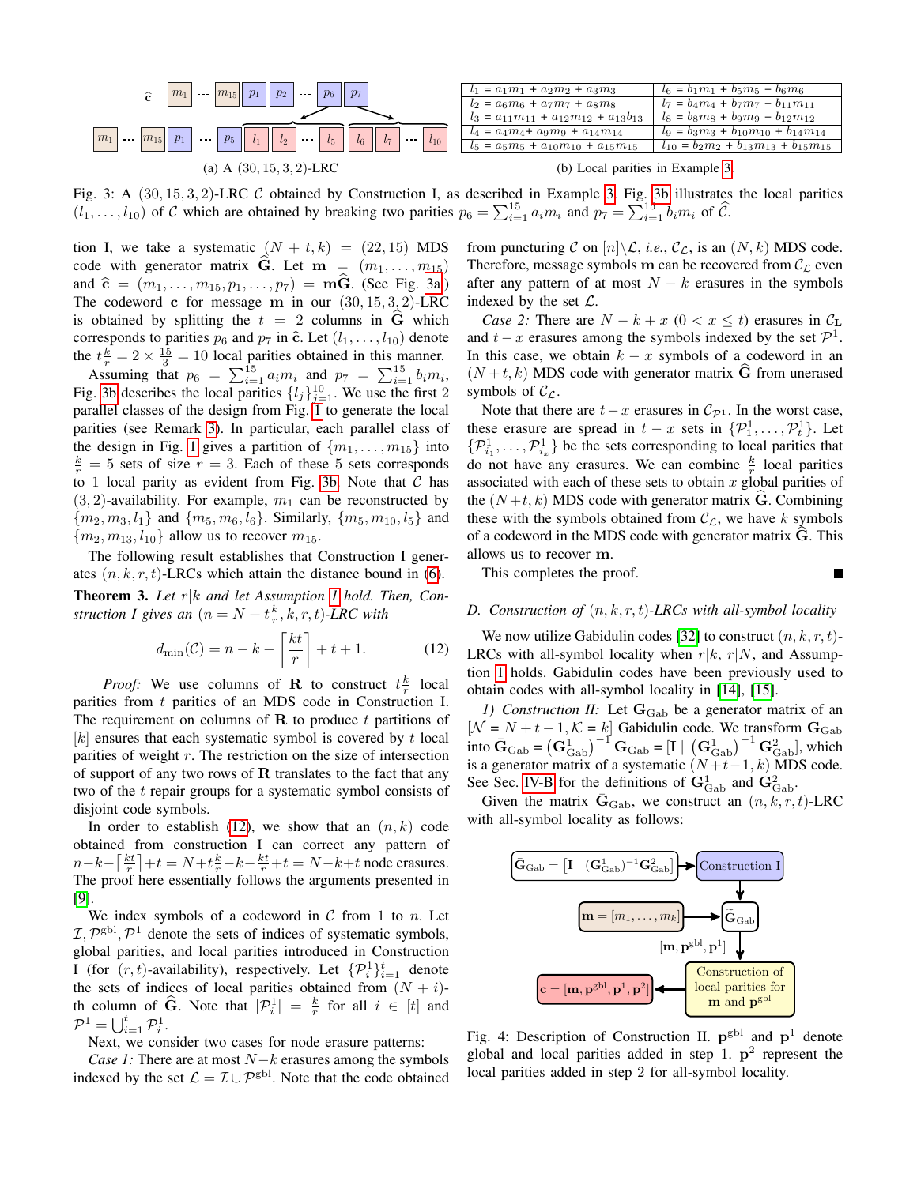| | |
|---|---|
| $l_1 = a_1 m_1 + a_2 m_2 + a_3 m_3$ | $l_6 = b_1 m_1 + b_5 m_5 + b_6 m_6$ |
| $l_2 = a_6 m_6 + a_7 m_7 + a_8 m_8$ | $l_7 = b_4 m_4 + b_7 m_7 + b_{11} m_{11}$ |
| $l_3 = a_{11} m_{11} + a_{12} m_{12} + a_{13} b_{13}$ | $l_8 = b_8 m_8 + b_9 m_9 + b_{12} m_{12}$ |
| $l_4 = a_4 m_4 + a_9 m_9 + a_{14} m_{14}$ | $l_9 = b_3 m_3 + b_{10} m_{10} + b_{14} m_{14}$ |
| $l_5 = a_5 m_5 + a_{10} m_{10} + a_{15} m_{15}$ | $l_{10} = b_2 m_2 + b_{13} m_{13} + b_{15} m_{15}$ |

(a) A $(30, 15, 3, 2)$-LRC (b) Local parities in Example 3.

Fig. 3: A $(30, 15, 3, 2)$-LRC $\mathcal{C}$ obtained by Construction I, as described in Example 3. Fig. 3b illustrates the local parities $(l_1, \ldots, l_{10})$ of $\mathcal{C}$ which are obtained by breaking two parities $p_6 = \sum_{i=1}^{15} a_i m_i$ and $p_7 = \sum_{i=1}^{15} b_i m_i$ of $\widehat{\mathcal{C}}$.

tion I, we take a systematic $(N + t, k) = (22, 15)$ MDS code with generator matrix $\widehat{\mathbf{G}}$. Let $\mathbf{m} = (m_1, \ldots, m_{15})$ and $\widehat{\mathbf{c}} = (m_1, \ldots, m_{15}, p_1, \ldots, p_7) = \mathbf{m}\widehat{\mathbf{G}}$. (See Fig. 3a.) The codeword $\mathbf{c}$ for message $\mathbf{m}$ in our $(30, 15, 3, 2)$-LRC is obtained by splitting the $t = 2$ columns in $\widehat{\mathbf{G}}$ which corresponds to parities $p_6$ and $p_7$ in $\widehat{\mathbf{c}}$. Let $(l_1, \ldots, l_{10})$ denote the $t\frac{k}{r} = 2 \times \frac{15}{3} = 10$ local parities obtained in this manner.

Assuming that $p_6 = \sum_{i=1}^{15} a_i m_i$ and $p_7 = \sum_{i=1}^{15} b_i m_i$, Fig. 3b describes the local parities $\{l_j\}_{j=1}^{10}$. We use the first 2 parallel classes of the design from Fig. 1 to generate the local parities (see Remark 3). In particular, each parallel class of the design in Fig. 1 gives a partition of $\{m_1, \ldots, m_{15}\}$ into $\frac{k}{r} = 5$ sets of size $r = 3$. Each of these 5 sets corresponds to 1 local parity as evident from Fig. 3b. Note that $\mathcal{C}$ has $(3, 2)$-availability. For example, $m_1$ can be reconstructed by $\{m_2, m_3, l_1\}$ and $\{m_5, m_6, l_6\}$. Similarly, $\{m_5, m_{10}, l_5\}$ and $\{m_2, m_{13}, l_{10}\}$ allow us to recover $m_{15}$.

The following result establishes that Construction I generates $(n, k, r, t)$-LRCs which attain the distance bound in (6).

**Theorem 3.** *Let $r|k$ and let Assumption 1 hold. Then, Construction I gives an $(n = N + t\frac{k}{r}, k, r, t)$-LRC with*

$$d_{\min}(\mathcal{C}) = n - k - \left\lceil \frac{kt}{r} \right\rceil + t + 1. \qquad (12)$$

*Proof:* We use columns of $\mathbf{R}$ to construct $t\frac{k}{r}$ local parities from $t$ parities of an MDS code in Construction I. The requirement on columns of $\mathbf{R}$ to produce $t$ partitions of $[k]$ ensures that each systematic symbol is covered by $t$ local parities of weight $r$. The restriction on the size of intersection of support of any two rows of $\mathbf{R}$ translates to the fact that any two of the $t$ repair groups for a systematic symbol consists of disjoint code symbols.

In order to establish (12), we show that an $(n, k)$ code obtained from construction I can correct any pattern of $n - k - \lceil \frac{kt}{r} \rceil + t = N + t\frac{k}{r} - k - \frac{kt}{r} + t = N - k + t$ node erasures. The proof here essentially follows the arguments presented in [9].

We index symbols of a codeword in $\mathcal{C}$ from 1 to $n$. Let $\mathcal{I}, \mathcal{P}^{\text{gbl}}, \mathcal{P}^1$ denote the sets of indices of systematic symbols, global parities, and local parities introduced in Construction I (for $(r, t)$-availability), respectively. Let $\{\mathcal{P}^1_i\}_{i=1}^{t}$ denote the sets of indices of local parities obtained from $(N + i)$-th column of $\widehat{\mathbf{G}}$. Note that $|\mathcal{P}^1_i| = \frac{k}{r}$ for all $i \in [t]$ and $\mathcal{P}^1 = \bigcup_{i=1}^{t} \mathcal{P}^1_i$.

Next, we consider two cases for node erasure patterns:

*Case 1:* There are at most $N - k$ erasures among the symbols indexed by the set $\mathcal{L} = \mathcal{I} \cup \mathcal{P}^{\text{gbl}}$. Note that the code obtained from puncturing $\mathcal{C}$ on $[n] \backslash \mathcal{L}$, *i.e.*, $\mathcal{C}_{\mathcal{L}}$, is an $(N, k)$ MDS code. Therefore, message symbols $\mathbf{m}$ can be recovered from $\mathcal{C}_{\mathcal{L}}$ even after any pattern of at most $N - k$ erasures in the symbols indexed by the set $\mathcal{L}$.

*Case 2:* There are $N - k + x$ $(0 < x \leq t)$ erasures in $\mathcal{C}_{\mathbf{L}}$ and $t - x$ erasures among the symbols indexed by the set $\mathcal{P}^1$. In this case, we obtain $k - x$ symbols of a codeword in an $(N + t, k)$ MDS code with generator matrix $\widehat{\mathbf{G}}$ from unerased symbols of $\mathcal{C}_{\mathcal{L}}$.

Note that there are $t - x$ erasures in $\mathcal{C}_{\mathcal{P}^1}$. In the worst case, these erasure are spread in $t - x$ sets in $\{\mathcal{P}^1_1, \ldots, \mathcal{P}^1_t\}$. Let $\{\mathcal{P}^1_{i_1}, \ldots, \mathcal{P}^1_{i_x}\}$ be the sets corresponding to local parities that do not have any erasures. We can combine $\frac{k}{r}$ local parities associated with each of these sets to obtain $x$ global parities of the $(N + t, k)$ MDS code with generator matrix $\widehat{\mathbf{G}}$. Combining these with the symbols obtained from $\mathcal{C}_{\mathcal{L}}$, we have $k$ symbols of a codeword in the MDS code with generator matrix $\widehat{\mathbf{G}}$. This allows us to recover $\mathbf{m}$.

This completes the proof. ∎

### D. Construction of $(n, k, r, t)$-LRCs with all-symbol locality

We now utilize Gabidulin codes [32] to construct $(n, k, r, t)$-LRCs with all-symbol locality when $r|k$, $r|N$, and Assumption 1 holds. Gabidulin codes have been previously used to obtain codes with all-symbol locality in [14], [15].

*1) Construction II:* Let $\mathbf{G}_{\text{Gab}}$ be a generator matrix of an $[\mathcal{N} = N + t - 1, \mathcal{K} = k]$ Gabidulin code. We transform $\mathbf{G}_{\text{Gab}}$ into $\bar{\mathbf{G}}_{\text{Gab}} = \left(\mathbf{G}^1_{\text{Gab}}\right)^{-1} \mathbf{G}_{\text{Gab}} = [\mathbf{I} \mid \left(\mathbf{G}^1_{\text{Gab}}\right)^{-1} \mathbf{G}^2_{\text{Gab}}]$, which is a generator matrix of a systematic $(N + t - 1, k)$ MDS code. See Sec. IV-B for the definitions of $\mathbf{G}^1_{\text{Gab}}$ and $\mathbf{G}^2_{\text{Gab}}$.

Given the matrix $\bar{\mathbf{G}}_{\text{Gab}}$, we construct an $(n, k, r, t)$-LRC with all-symbol locality as follows:

Fig. 4: Description of Construction II. $\mathbf{p}^{\text{gbl}}$ and $\mathbf{p}^1$ denote global and local parities added in step 1. $\mathbf{p}^2$ represent the local parities added in step 2 for all-symbol locality.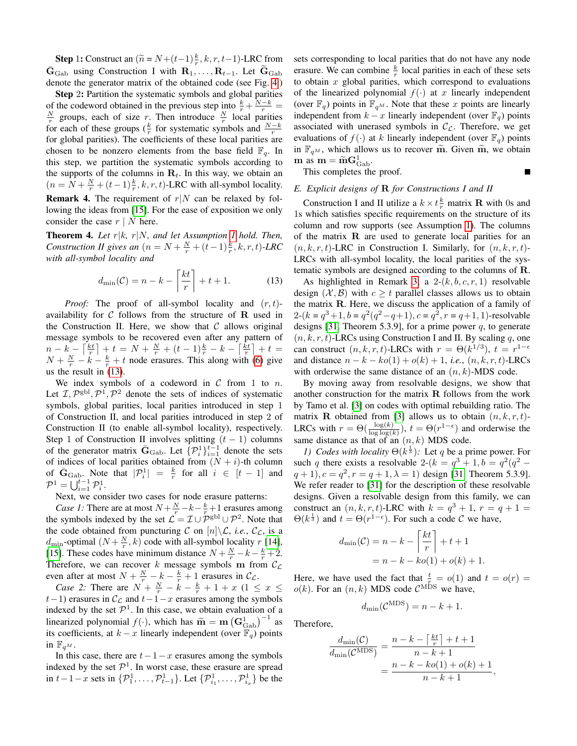**Step** 1**:** Construct an $(\widetilde{n} = N+(t-1)\frac{k}{r}, k, r, t-1)$-LRC from $\bar{\mathbf{G}}_{\rm Gab}$ using Construction I with $\mathbf{R}_1, \ldots, \mathbf{R}_{t-1}$. Let $\widetilde{\mathbf{G}}_{\rm Gab}$ denote the generator matrix of the obtained code (see Fig. 4)

**Step** 2**:** Partition the systematic symbols and global parities of the codeword obtained in the previous step into $\frac{k}{r} + \frac{N-k}{r} = \frac{N}{r}$ groups, each of size $r$. Then introduce $\frac{N}{r}$ local parities for each of these groups ($\frac{k}{r}$ for systematic symbols and $\frac{N-k}{r}$ for global parities). The coefficients of these local parities are chosen to be nonzero elements from the base field $\mathbb{F}_q$. In this step, we partition the systematic symbols according to the supports of the columns in $\mathbf{R}_t$. In this way, we obtain an $(n = N + \frac{N}{r} + (t-1)\frac{k}{r}, k, r, t)$-LRC with all-symbol locality.

**Remark 4.** The requirement of $r|N$ can be relaxed by following the ideas from [15]. For the ease of exposition we only consider the case $r \mid N$ here.

**Theorem 4.** *Let $r|k$, $r|N$, and let Assumption 1 hold. Then, Construction II gives an $(n = N + \frac{N}{r} + (t-1)\frac{k}{r}, k, r, t)$-LRC with all-symbol locality and*

$$d_{\min}(\mathcal{C}) = n - k - \left\lceil \frac{kt}{r} \right\rceil + t + 1. \qquad (13)$$

*Proof:* The proof of all-symbol locality and $(r,t)$-availability for $\mathcal{C}$ follows from the structure of $\mathbf{R}$ used in the Construction II. Here, we show that $\mathcal{C}$ allows original message symbols to be recovered even after any pattern of $n - k - \left\lceil \frac{kt}{r} \right\rceil + t = N + \frac{N}{r} + (t-1)\frac{k}{r} - k - \left\lceil \frac{kt}{r} \right\rceil + t = N + \frac{N}{r} - k - \frac{k}{r} + t$ node erasures. This along with (6) give us the result in (13).

We index symbols of a codeword in $\mathcal{C}$ from 1 to $n$. Let $\mathcal{I}, \mathcal{P}^{\rm gbl}, \mathcal{P}^1, \mathcal{P}^2$ denote the sets of indices of systematic symbols, global parities, local parities introduced in step 1 of Construction II, and local parities introduced in step 2 of Construction II (to enable all-symbol locality), respectively. Step 1 of Construction II involves splitting $(t-1)$ columns of the generator matrix $\bar{\mathbf{G}}_{\rm Gab}$. Let $\{\mathcal{P}_i^1\}_{i=1}^{t-1}$ denote the sets of indices of local parities obtained from $(N+i)$-th column of $\bar{\mathbf{G}}_{\rm Gab}$. Note that $|\mathcal{P}_i^1| = \frac{k}{r}$ for all $i \in [t-1]$ and $\mathcal{P}^1 = \bigcup_{i=1}^{t-1} \mathcal{P}_i^1$.

Next, we consider two cases for node erasure patterns:

*Case 1:* There are at most $N + \frac{N}{r} - k - \frac{k}{r} + 1$ erasures among the symbols indexed by the set $\mathcal{L} = \mathcal{I} \cup \mathcal{P}^{\rm gbl} \cup \mathcal{P}^2$. Note that the code obtained from puncturing $\mathcal{C}$ on $[n]\backslash\mathcal{L}$, *i.e.*, $\mathcal{C}_{\mathcal{L}}$, is a $d_{\min}$-optimal $(N + \frac{N}{r}, k)$ code with all-symbol locality $r$ [14], [15]. These codes have minimum distance $N + \frac{N}{r} - k - \frac{k}{r} + 2$. Therefore, we can recover $k$ message symbols $\mathbf{m}$ from $\mathcal{C}_{\mathcal{L}}$ even after at most $N + \frac{N}{r} - k - \frac{k}{r} + 1$ erasures in $\mathcal{C}_{\mathcal{L}}$.

*Case 2:* There are $N + \frac{N}{r} - k - \frac{k}{r} + 1 + x$ $(1 \leq x \leq t-1)$ erasures in $\mathcal{C}_{\mathcal{L}}$ and $t-1-x$ erasures among the symbols indexed by the set $\mathcal{P}^1$. In this case, we obtain evaluation of a linearized polynomial $f(\cdot)$, which has $\widetilde{\mathbf{m}} = \mathbf{m}\left(\mathbf{G}_{\rm Gab}^1\right)^{-1}$ as its coefficients, at $k-x$ linearly independent (over $\mathbb{F}_q$) points in $\mathbb{F}_{q^M}$.

In this case, there are $t-1-x$ erasures among the symbols indexed by the set $\mathcal{P}^1$. In worst case, these erasure are spread in $t-1-x$ sets in $\{\mathcal{P}_1^1, \ldots, \mathcal{P}_{t-1}^1\}$. Let $\{\mathcal{P}_{i_1}^1, \ldots, \mathcal{P}_{i_x}^1\}$ be the sets corresponding to local parities that do not have any node erasure. We can combine $\frac{k}{r}$ local parities in each of these sets to obtain $x$ global parities, which correspond to evaluations of the linearized polynomial $f(\cdot)$ at $x$ linearly independent (over $\mathbb{F}_q$) points in $\mathbb{F}_{q^M}$. Note that these $x$ points are linearly independent from $k-x$ linearly independent (over $\mathbb{F}_q$) points associated with unerased symbols in $\mathcal{C}_{\mathcal{L}}$. Therefore, we get evaluations of $f(\cdot)$ at $k$ linearly independent (over $\mathbb{F}_q$) points in $\mathbb{F}_{q^M}$, which allows us to recover $\widetilde{\mathbf{m}}$. Given $\widetilde{\mathbf{m}}$, we obtain $\mathbf{m}$ as $\mathbf{m} = \widetilde{\mathbf{m}}\mathbf{G}_{\rm Gab}^1$.

This completes the proof. ∎

### *E. Explicit designs of* $\mathbf{R}$ *for Constructions I and II*

Construction I and II utilize a $k \times t\frac{k}{r}$ matrix $\mathbf{R}$ with 0s and 1s which satisfies specific requirements on the structure of its column and row supports (see Assumption 1). The columns of the matrix $\mathbf{R}$ are used to generate local parities for an $(n,k,r,t)$-LRC in Construction I. Similarly, for $(n,k,r,t)$-LRCs with all-symbol locality, the local parities of the systematic symbols are designed according to the columns of $\mathbf{R}$.

As highlighted in Remark 3, a 2-$(k,b,c,r,1)$ resolvable design $(\mathcal{X}, \mathcal{B})$ with $c \geq t$ parallel classes allows us to obtain the matrix $\mathbf{R}$. Here, we discuss the application of a family of 2-$(k = q^3+1, b = q^2(q^2-q+1), c = q^2, r = q+1, 1)$-resolvable designs [31, Theorem 5.3.9], for a prime power $q$, to generate $(n,k,r,t)$-LRCs using Construction I and II. By scaling $q$, one can construct $(n,k,r,t)$-LRCs with $r = \Theta(k^{1/3})$, $t = r^{1-\epsilon}$ and distance $n - k - ko(1) + o(k) + 1$, *i.e.*, $(n,k,r,t)$-LRCs with orderwise the same distance of an $(n,k)$-MDS code.

By moving away from resolvable designs, we show that another construction for the matrix $\mathbf{R}$ follows from the work by Tamo et al. [3] on codes with optimal rebuilding ratio. The matrix $\mathbf{R}$ obtained from [3] allows us to obtain $(n,k,r,t)$-LRCs with $r = \Theta(\frac{\log(k)}{\log\log(k)})$, $t = \Theta(r^{1-\epsilon})$ and orderwise the same distance as that of an $(n,k)$ MDS code.

*1) Codes with locality* $\Theta(k^{\frac{1}{3}})$*:* Let $q$ be a prime power. For such $q$ there exists a resolvable 2-$(k = q^3+1, b = q^2(q^2-q+1), c = q^2, r = q+1, \lambda = 1)$ design [31, Theorem 5.3.9]. We refer reader to [31] for the description of these resolvable designs. Given a resolvable design from this family, we can construct an $(n,k,r,t)$-LRC with $k = q^3+1$, $r = q+1 = \Theta(k^{\frac{1}{3}})$ and $t = \Theta(r^{1-\epsilon})$. For such a code $\mathcal{C}$ we have,

$$\begin{aligned} d_{\min}(\mathcal{C}) &= n - k - \left\lceil \frac{kt}{r} \right\rceil + t + 1 \\ &= n - k - ko(1) + o(k) + 1. \end{aligned}$$

Here, we have used the fact that $\frac{t}{r} = o(1)$ and $t = o(r) = o(k)$. For an $(n,k)$ MDS code $\mathcal{C}^{\rm MDS}$ we have,

$$d_{\min}(\mathcal{C}^{\rm MDS}) = n - k + 1.$$

Therefore,

$$\begin{aligned} \frac{d_{\min}(\mathcal{C})}{d_{\min}(\mathcal{C}^{\rm MDS})} &= \frac{n - k - \left\lceil \frac{kt}{r} \right\rceil + t + 1}{n - k + 1} \\ &= \frac{n - k - ko(1) + o(k) + 1}{n - k + 1}, \end{aligned}$$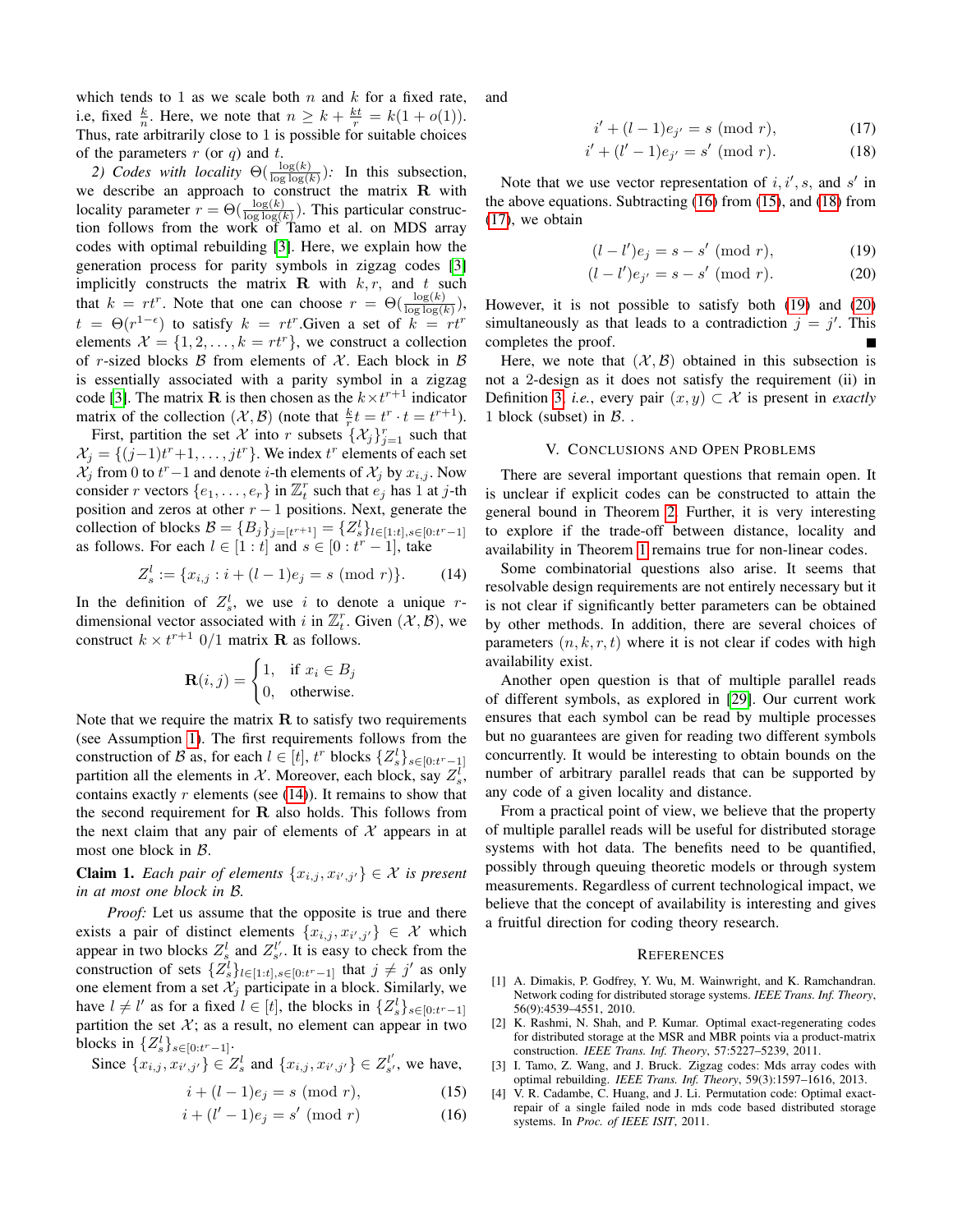which tends to 1 as we scale both $n$ and $k$ for a fixed rate, i.e, fixed $\frac{k}{n}$. Here, we note that $n \geq k + \frac{kt}{r} = k(1+o(1))$. Thus, rate arbitrarily close to 1 is possible for suitable choices of the parameters $r$ (or $q$) and $t$.

*2) Codes with locality $\Theta(\frac{\log(k)}{\log\log(k)})$:* In this subsection, we describe an approach to construct the matrix $\mathbf{R}$ with locality parameter $r = \Theta(\frac{\log(k)}{\log\log(k)})$. This particular construction follows from the work of Tamo et al. on MDS array codes with optimal rebuilding [3]. Here, we explain how the generation process for parity symbols in zigzag codes [3] implicitly constructs the matrix $\mathbf{R}$ with $k, r$, and $t$ such that $k = rt^r$. Note that one can choose $r = \Theta(\frac{\log(k)}{\log\log(k)})$, $t = \Theta(r^{1-\epsilon})$ to satisfy $k = rt^r$.Given a set of $k = rt^r$ elements $\mathcal{X} = \{1, 2, \ldots, k = rt^r\}$, we construct a collection of $r$-sized blocks $\mathcal{B}$ from elements of $\mathcal{X}$. Each block in $\mathcal{B}$ is essentially associated with a parity symbol in a zigzag code [3]. The matrix $\mathbf{R}$ is then chosen as the $k \times t^{r+1}$ indicator matrix of the collection $(\mathcal{X}, \mathcal{B})$ (note that $\frac{k}{r}t = t^r \cdot t = t^{r+1}$).

First, partition the set $\mathcal{X}$ into $r$ subsets $\{\mathcal{X}_j\}_{j=1}^r$ such that $\mathcal{X}_j = \{(j-1)t^r+1, \ldots, jt^r\}$. We index $t^r$ elements of each set $\mathcal{X}_j$ from 0 to $t^r-1$ and denote $i$-th elements of $\mathcal{X}_j$ by $x_{i,j}$. Now consider $r$ vectors $\{e_1, \ldots, e_r\}$ in $\mathbb{Z}_t^r$ such that $e_j$ has 1 at $j$-th position and zeros at other $r-1$ positions. Next, generate the collection of blocks $\mathcal{B} = \{B_j\}_{j=[t^{r+1}]} = \{Z_s^l\}_{l \in [1:t], s \in [0:t^r-1]}$ as follows. For each $l \in [1:t]$ and $s \in [0:t^r-1]$, take

$$Z_s^l := \{x_{i,j} : i + (l-1)e_j = s \pmod{r}\}. \tag{14}$$

In the definition of $Z_s^l$, we use $i$ to denote a unique $r$-dimensional vector associated with $i$ in $\mathbb{Z}_t^r$. Given $(\mathcal{X}, \mathcal{B})$, we construct $k \times t^{r+1}$ 0/1 matrix $\mathbf{R}$ as follows.

$$\mathbf{R}(i,j) = \begin{cases} 1, & \text{if } x_i \in B_j \\ 0, & \text{otherwise.} \end{cases}$$

Note that we require the matrix $\mathbf{R}$ to satisfy two requirements (see Assumption 1). The first requirements follows from the construction of $\mathcal{B}$ as, for each $l \in [t]$, $t^r$ blocks $\{Z_s^l\}_{s \in [0:t^r-1]}$ partition all the elements in $\mathcal{X}$. Moreover, each block, say $Z_s^l$, contains exactly $r$ elements (see (14)). It remains to show that the second requirement for $\mathbf{R}$ also holds. This follows from the next claim that any pair of elements of $\mathcal{X}$ appears in at most one block in $\mathcal{B}$.

**Claim 1.** *Each pair of elements $\{x_{i,j}, x_{i',j'}\} \in \mathcal{X}$ is present in at most one block in $\mathcal{B}$.*

*Proof:* Let us assume that the opposite is true and there exists a pair of distinct elements $\{x_{i,j}, x_{i',j'}\} \in \mathcal{X}$ which appear in two blocks $Z_s^l$ and $Z_{s'}^{l'}$. It is easy to check from the construction of sets $\{Z_s^l\}_{l \in [1:t], s \in [0:t^r-1]}$ that $j \neq j'$ as only one element from a set $\mathcal{X}_j$ participate in a block. Similarly, we have $l \neq l'$ as for a fixed $l \in [t]$, the blocks in $\{Z_s^l\}_{s \in [0:t^r-1]}$ partition the set $\mathcal{X}$; as a result, no element can appear in two blocks in $\{Z_s^l\}_{s \in [0:t^r-1]}$.

Since $\{x_{i,j}, x_{i',j'}\} \in Z_s^l$ and $\{x_{i,j}, x_{i',j'}\} \in Z_{s'}^{l'}$, we have,

$$i + (l-1)e_j = s \pmod{r}, \tag{15}$$
$$i + (l'-1)e_j = s' \pmod{r} \tag{16}$$

and

$$i' + (l-1)e_{j'} = s \pmod{r}, \tag{17}$$
$$i' + (l'-1)e_{j'} = s' \pmod{r}. \tag{18}$$

Note that we use vector representation of $i, i', s$, and $s'$ in the above equations. Subtracting (16) from (15), and (18) from (17), we obtain

$$(l-l')e_j = s - s' \pmod{r}, \tag{19}$$
$$(l-l')e_{j'} = s - s' \pmod{r}. \tag{20}$$

However, it is not possible to satisfy both (19) and (20) simultaneously as that leads to a contradiction $j = j'$. This completes the proof. ∎

Here, we note that $(\mathcal{X}, \mathcal{B})$ obtained in this subsection is not a 2-design as it does not satisfy the requirement (ii) in Definition 3, *i.e.*, every pair $(x, y) \subset \mathcal{X}$ is present in *exactly* 1 block (subset) in $\mathcal{B}$. .

## V. Conclusions and Open Problems

There are several important questions that remain open. It is unclear if explicit codes can be constructed to attain the general bound in Theorem 2. Further, it is very interesting to explore if the trade-off between distance, locality and availability in Theorem 1 remains true for non-linear codes.

Some combinatorial questions also arise. It seems that resolvable design requirements are not entirely necessary but it is not clear if significantly better parameters can be obtained by other methods. In addition, there are several choices of parameters $(n, k, r, t)$ where it is not clear if codes with high availability exist.

Another open question is that of multiple parallel reads of different symbols, as explored in [29]. Our current work ensures that each symbol can be read by multiple processes but no guarantees are given for reading two different symbols concurrently. It would be interesting to obtain bounds on the number of arbitrary parallel reads that can be supported by any code of a given locality and distance.

From a practical point of view, we believe that the property of multiple parallel reads will be useful for distributed storage systems with hot data. The benefits need to be quantified, possibly through queuing theoretic models or through system measurements. Regardless of current technological impact, we believe that the concept of availability is interesting and gives a fruitful direction for coding theory research.

## References

[1] A. Dimakis, P. Godfrey, Y. Wu, M. Wainwright, and K. Ramchandran. Network coding for distributed storage systems. *IEEE Trans. Inf. Theory*, 56(9):4539–4551, 2010.

[2] K. Rashmi, N. Shah, and P. Kumar. Optimal exact-regenerating codes for distributed storage at the MSR and MBR points via a product-matrix construction. *IEEE Trans. Inf. Theory*, 57:5227–5239, 2011.

[3] I. Tamo, Z. Wang, and J. Bruck. Zigzag codes: Mds array codes with optimal rebuilding. *IEEE Trans. Inf. Theory*, 59(3):1597–1616, 2013.

[4] V. R. Cadambe, C. Huang, and J. Li. Permutation code: Optimal exact-repair of a single failed node in mds code based distributed storage systems. In *Proc. of IEEE ISIT*, 2011.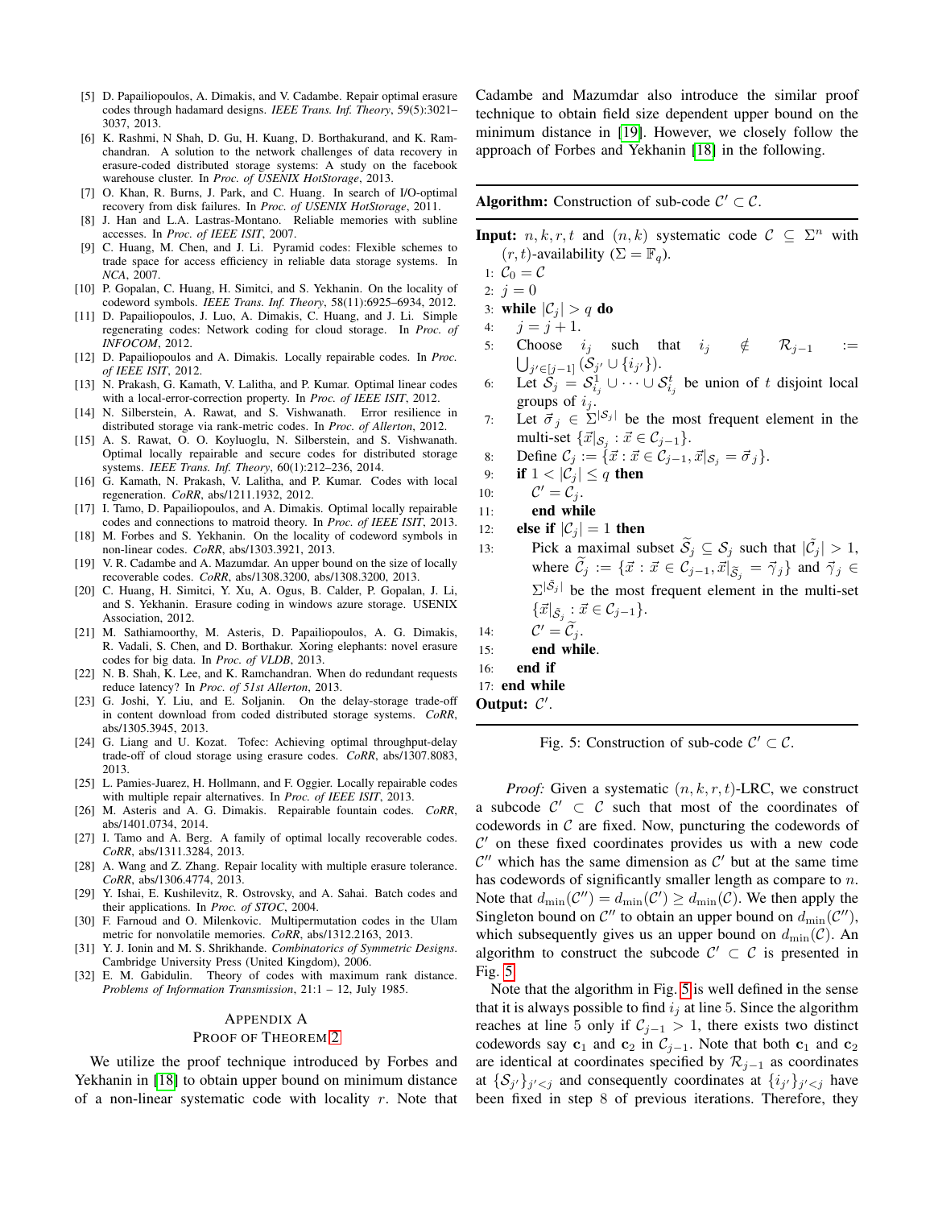[5] D. Papailiopoulos, A. Dimakis, and V. Cadambe. Repair optimal erasure codes through hadamard designs. *IEEE Trans. Inf. Theory*, 59(5):3021–3037, 2013.

[6] K. Rashmi, N Shah, D. Gu, H. Kuang, D. Borthakurand, and K. Ramchandran. A solution to the network challenges of data recovery in erasure-coded distributed storage systems: A study on the facebook warehouse cluster. In *Proc. of USENIX HotStorage*, 2013.

[7] O. Khan, R. Burns, J. Park, and C. Huang. In search of I/O-optimal recovery from disk failures. In *Proc. of USENIX HotStorage*, 2011.

[8] J. Han and L.A. Lastras-Montano. Reliable memories with subline accesses. In *Proc. of IEEE ISIT*, 2007.

[9] C. Huang, M. Chen, and J. Li. Pyramid codes: Flexible schemes to trade space for access efficiency in reliable data storage systems. In *NCA*, 2007.

[10] P. Gopalan, C. Huang, H. Simitci, and S. Yekhanin. On the locality of codeword symbols. *IEEE Trans. Inf. Theory*, 58(11):6925–6934, 2012.

[11] D. Papailiopoulos, J. Luo, A. Dimakis, C. Huang, and J. Li. Simple regenerating codes: Network coding for cloud storage. In *Proc. of INFOCOM*, 2012.

[12] D. Papailiopoulos and A. Dimakis. Locally repairable codes. In *Proc. of IEEE ISIT*, 2012.

[13] N. Prakash, G. Kamath, V. Lalitha, and P. Kumar. Optimal linear codes with a local-error-correction property. In *Proc. of IEEE ISIT*, 2012.

[14] N. Silberstein, A. Rawat, and S. Vishwanath. Error resilience in distributed storage via rank-metric codes. In *Proc. of Allerton*, 2012.

[15] A. S. Rawat, O. O. Koyluoglu, N. Silberstein, and S. Vishwanath. Optimal locally repairable and secure codes for distributed storage systems. *IEEE Trans. Inf. Theory*, 60(1):212–236, 2014.

[16] G. Kamath, N. Prakash, V. Lalitha, and P. Kumar. Codes with local regeneration. *CoRR*, abs/1211.1932, 2012.

[17] I. Tamo, D. Papailiopoulos, and A. Dimakis. Optimal locally repairable codes and connections to matroid theory. In *Proc. of IEEE ISIT*, 2013.

[18] M. Forbes and S. Yekhanin. On the locality of codeword symbols in non-linear codes. *CoRR*, abs/1303.3921, 2013.

[19] V. R. Cadambe and A. Mazumdar. An upper bound on the size of locally recoverable codes. *CoRR*, abs/1308.3200, abs/1308.3200, 2013.

[20] C. Huang, H. Simitci, Y. Xu, A. Ogus, B. Calder, P. Gopalan, J. Li, and S. Yekhanin. Erasure coding in windows azure storage. USENIX Association, 2012.

[21] M. Sathiamoorthy, M. Asteris, D. Papailiopoulos, A. G. Dimakis, R. Vadali, S. Chen, and D. Borthakur. Xoring elephants: novel erasure codes for big data. In *Proc. of VLDB*, 2013.

[22] N. B. Shah, K. Lee, and K. Ramchandran. When do redundant requests reduce latency? In *Proc. of 51st Allerton*, 2013.

[23] G. Joshi, Y. Liu, and E. Soljanin. On the delay-storage trade-off in content download from coded distributed storage systems. *CoRR*, abs/1305.3945, 2013.

[24] G. Liang and U. Kozat. Tofec: Achieving optimal throughput-delay trade-off of cloud storage using erasure codes. *CoRR*, abs/1307.8083, 2013.

[25] L. Pamies-Juarez, H. Hollmann, and F. Oggier. Locally repairable codes with multiple repair alternatives. In *Proc. of IEEE ISIT*, 2013.

[26] M. Asteris and A. G. Dimakis. Repairable fountain codes. *CoRR*, abs/1401.0734, 2014.

[27] I. Tamo and A. Berg. A family of optimal locally recoverable codes. *CoRR*, abs/1311.3284, 2013.

[28] A. Wang and Z. Zhang. Repair locality with multiple erasure tolerance. *CoRR*, abs/1306.4774, 2013.

[29] Y. Ishai, E. Kushilevitz, R. Ostrovsky, and A. Sahai. Batch codes and their applications. In *Proc. of STOC*, 2004.

[30] F. Farnoud and O. Milenkovic. Multipermutation codes in the Ulam metric for nonvolatile memories. *CoRR*, abs/1312.2163, 2013.

[31] Y. J. Ionin and M. S. Shrikhande. *Combinatorics of Symmetric Designs*. Cambridge University Press (United Kingdom), 2006.

[32] E. M. Gabidulin. Theory of codes with maximum rank distance. *Problems of Information Transmission*, 21:1 – 12, July 1985.

## Appendix A
## Proof of Theorem 2

We utilize the proof technique introduced by Forbes and Yekhanin in [18] to obtain upper bound on minimum distance of a non-linear systematic code with locality $r$. Note that Cadambe and Mazumdar also introduce the similar proof technique to obtain field size dependent upper bound on the minimum distance in [19]. However, we closely follow the approach of Forbes and Yekhanin [18] in the following.

---

**Algorithm:** Construction of sub-code $\mathcal{C}' \subset \mathcal{C}$.

---

**Input:** $n, k, r, t$ and $(n, k)$ systematic code $\mathcal{C} \subseteq \Sigma^n$ with $(r, t)$-availability ($\Sigma = \mathbb{F}_q$).

1: $\mathcal{C}_0 = \mathcal{C}$
2: $j = 0$
3: **while** $|\mathcal{C}_j| > q$ **do**
4: $\quad j = j + 1$.
5: $\quad$ Choose $i_j$ such that $i_j \notin \mathcal{R}_{j-1} := \bigcup_{j' \in [j-1]} (\mathcal{S}_{j'} \cup \{i_{j'}\})$.
6: $\quad$ Let $\mathcal{S}_j = \mathcal{S}^1_{i_j} \cup \cdots \cup \mathcal{S}^t_{i_j}$ be union of $t$ disjoint local groups of $i_j$.
7: $\quad$ Let $\vec{\sigma}_j \in \Sigma^{|\mathcal{S}_j|}$ be the most frequent element in the multi-set $\{\vec{x}|_{\mathcal{S}_j} : \vec{x} \in \mathcal{C}_{j-1}\}$.
8: $\quad$ Define $\mathcal{C}_j := \{\vec{x} : \vec{x} \in \mathcal{C}_{j-1}, \vec{x}|_{\mathcal{S}_j} = \vec{\sigma}_j\}$.
9: $\quad$ **if** $1 < |\mathcal{C}_j| \leq q$ **then**
10: $\quad\quad \mathcal{C}' = \mathcal{C}_j$.
11: $\quad\quad$ **end while**
12: $\quad$ **else if** $|\mathcal{C}_j| = 1$ **then**
13: $\quad\quad$ Pick a maximal subset $\widetilde{\mathcal{S}}_j \subseteq \mathcal{S}_j$ such that $|\tilde{\mathcal{C}}_j| > 1$, where $\widetilde{\mathcal{C}}_j := \{\vec{x} : \vec{x} \in \mathcal{C}_{j-1}, \vec{x}|_{\widetilde{\mathcal{S}}_j} = \vec{\gamma}_j\}$ and $\vec{\gamma}_j \in \Sigma^{|\tilde{\mathcal{S}}_j|}$ be the most frequent element in the multi-set $\{\vec{x}|_{\tilde{\mathcal{S}}_j} : \vec{x} \in \mathcal{C}_{j-1}\}$.
14: $\quad\quad \mathcal{C}' = \widetilde{\mathcal{C}}_j$.
15: $\quad\quad$ **end while**.
16: $\quad$ **end if**
17: **end while**

**Output:** $\mathcal{C}'$.

---

Fig. 5: Construction of sub-code $\mathcal{C}' \subset \mathcal{C}$.

*Proof:* Given a systematic $(n, k, r, t)$-LRC, we construct a subcode $\mathcal{C}' \subset \mathcal{C}$ such that most of the coordinates of codewords in $\mathcal{C}$ are fixed. Now, puncturing the codewords of $\mathcal{C}'$ on these fixed coordinates provides us with a new code $\mathcal{C}''$ which has the same dimension as $\mathcal{C}'$ but at the same time has codewords of significantly smaller length as compare to $n$. Note that $d_{\min}(\mathcal{C}'') = d_{\min}(\mathcal{C}') \geq d_{\min}(\mathcal{C})$. We then apply the Singleton bound on $\mathcal{C}''$ to obtain an upper bound on $d_{\min}(\mathcal{C}'')$, which subsequently gives us an upper bound on $d_{\min}(\mathcal{C})$. An algorithm to construct the subcode $\mathcal{C}' \subset \mathcal{C}$ is presented in Fig. 5.

Note that the algorithm in Fig. 5 is well defined in the sense that it is always possible to find $i_j$ at line 5. Since the algorithm reaches at line 5 only if $\mathcal{C}_{j-1} > 1$, there exists two distinct codewords say $\mathbf{c}_1$ and $\mathbf{c}_2$ in $\mathcal{C}_{j-1}$. Note that both $\mathbf{c}_1$ and $\mathbf{c}_2$ are identical at coordinates specified by $\mathcal{R}_{j-1}$ as coordinates at $\{\mathcal{S}_{j'}\}_{j'<j}$ and consequently coordinates at $\{i_{j'}\}_{j'<j}$ have been fixed in step 8 of previous iterations. Therefore, they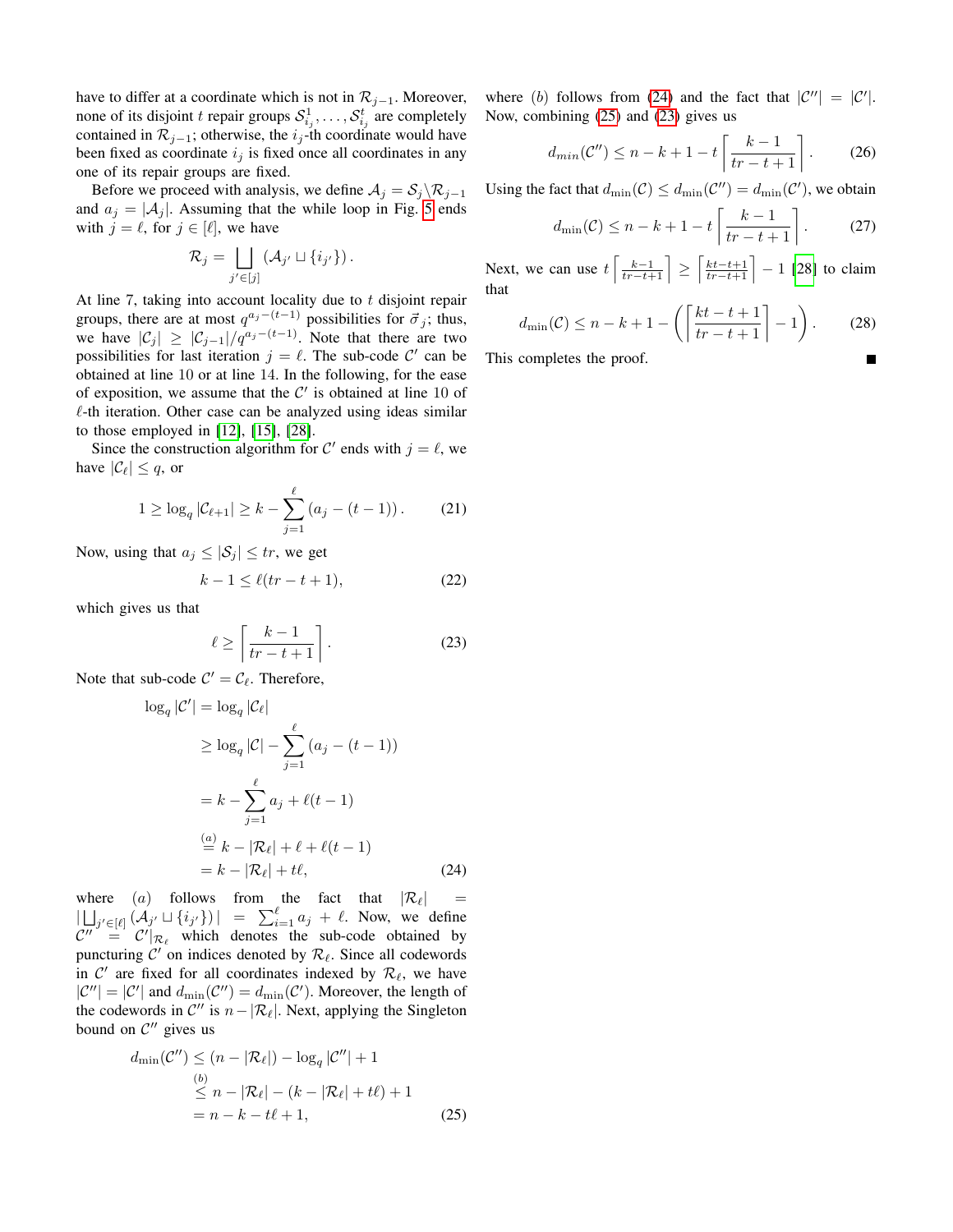have to differ at a coordinate which is not in $\mathcal{R}_{j-1}$. Moreover, none of its disjoint $t$ repair groups $\mathcal{S}_{i_j}^1, \ldots, \mathcal{S}_{i_j}^t$ are completely contained in $\mathcal{R}_{j-1}$; otherwise, the $i_j$-th coordinate would have been fixed as coordinate $i_j$ is fixed once all coordinates in any one of its repair groups are fixed.

Before we proceed with analysis, we define $\mathcal{A}_j = \mathcal{S}_j \backslash \mathcal{R}_{j-1}$ and $a_j = |\mathcal{A}_j|$. Assuming that the while loop in Fig. 5 ends with $j = \ell$, for $j \in [\ell]$, we have

$$\mathcal{R}_j = \bigsqcup_{j' \in [j]} \left( \mathcal{A}_{j'} \sqcup \{i_{j'}\} \right).$$

At line 7, taking into account locality due to $t$ disjoint repair groups, there are at most $q^{a_j - (t-1)}$ possibilities for $\vec{\sigma}_j$; thus, we have $|\mathcal{C}_j| \geq |\mathcal{C}_{j-1}|/q^{a_j-(t-1)}$. Note that there are two possibilities for last iteration $j = \ell$. The sub-code $\mathcal{C}'$ can be obtained at line 10 or at line 14. In the following, for the ease of exposition, we assume that the $\mathcal{C}'$ is obtained at line 10 of $\ell$-th iteration. Other case can be analyzed using ideas similar to those employed in [12], [15], [28].

Since the construction algorithm for $\mathcal{C}'$ ends with $j = \ell$, we have $|\mathcal{C}_\ell| \leq q$, or

$$1 \geq \log_q |\mathcal{C}_{\ell+1}| \geq k - \sum_{j=1}^{\ell} \left( a_j - (t-1) \right). \tag{21}$$

Now, using that $a_j \leq |\mathcal{S}_j| \leq tr$, we get

$$k - 1 \leq \ell(tr - t + 1), \tag{22}$$

which gives us that

$$\ell \geq \left\lceil \frac{k-1}{tr - t + 1} \right\rceil. \tag{23}$$

Note that sub-code $\mathcal{C}' = \mathcal{C}_\ell$. Therefore,

$$\begin{aligned}
\log_q |\mathcal{C}'| &= \log_q |\mathcal{C}_\ell| \\
&\geq \log_q |\mathcal{C}| - \sum_{j=1}^{\ell} \left( a_j - (t-1) \right) \\
&= k - \sum_{j=1}^{\ell} a_j + \ell(t-1) \\
&\overset{(a)}{=} k - |\mathcal{R}_\ell| + \ell + \ell(t-1) \\
&= k - |\mathcal{R}_\ell| + t\ell,
\end{aligned} \tag{24}$$

where $(a)$ follows from the fact that $|\mathcal{R}_\ell| = |\bigsqcup_{j' \in [\ell]} \left( \mathcal{A}_{j'} \sqcup \{i_{j'}\} \right)| = \sum_{i=1}^{\ell} a_j + \ell$. Now, we define $\mathcal{C}'' = \mathcal{C}'|_{\mathcal{R}_\ell}$ which denotes the sub-code obtained by puncturing $\mathcal{C}'$ on indices denoted by $\mathcal{R}_\ell$. Since all codewords in $\mathcal{C}'$ are fixed for all coordinates indexed by $\mathcal{R}_\ell$, we have $|\mathcal{C}''| = |\mathcal{C}'|$ and $d_{\min}(\mathcal{C}'') = d_{\min}(\mathcal{C}')$. Moreover, the length of the codewords in $\mathcal{C}''$ is $n - |\mathcal{R}_\ell|$. Next, applying the Singleton bound on $\mathcal{C}''$ gives us

$$\begin{aligned}
d_{\min}(\mathcal{C}'') &\leq (n - |\mathcal{R}_\ell|) - \log_q |\mathcal{C}''| + 1 \\
&\overset{(b)}{\leq} n - |\mathcal{R}_\ell| - (k - |\mathcal{R}_\ell| + t\ell) + 1 \\
&= n - k - t\ell + 1,
\end{aligned} \tag{25}$$

where $(b)$ follows from (24) and the fact that $|\mathcal{C}''| = |\mathcal{C}'|$. Now, combining (25) and (23) gives us

$$d_{min}(\mathcal{C}'') \leq n - k + 1 - t \left\lceil \frac{k-1}{tr - t + 1} \right\rceil. \tag{26}$$

Using the fact that $d_{\min}(\mathcal{C}) \leq d_{\min}(\mathcal{C}'') = d_{\min}(\mathcal{C}')$, we obtain

$$d_{\min}(\mathcal{C}) \leq n - k + 1 - t \left\lceil \frac{k-1}{tr - t + 1} \right\rceil. \tag{27}$$

Next, we can use $t \left\lceil \frac{k-1}{tr-t+1} \right\rceil \geq \left\lceil \frac{kt-t+1}{tr-t+1} \right\rceil - 1$ [28] to claim that

$$d_{\min}(\mathcal{C}) \leq n - k + 1 - \left( \left\lceil \frac{kt - t + 1}{tr - t + 1} \right\rceil - 1 \right). \tag{28}$$

This completes the proof. ∎